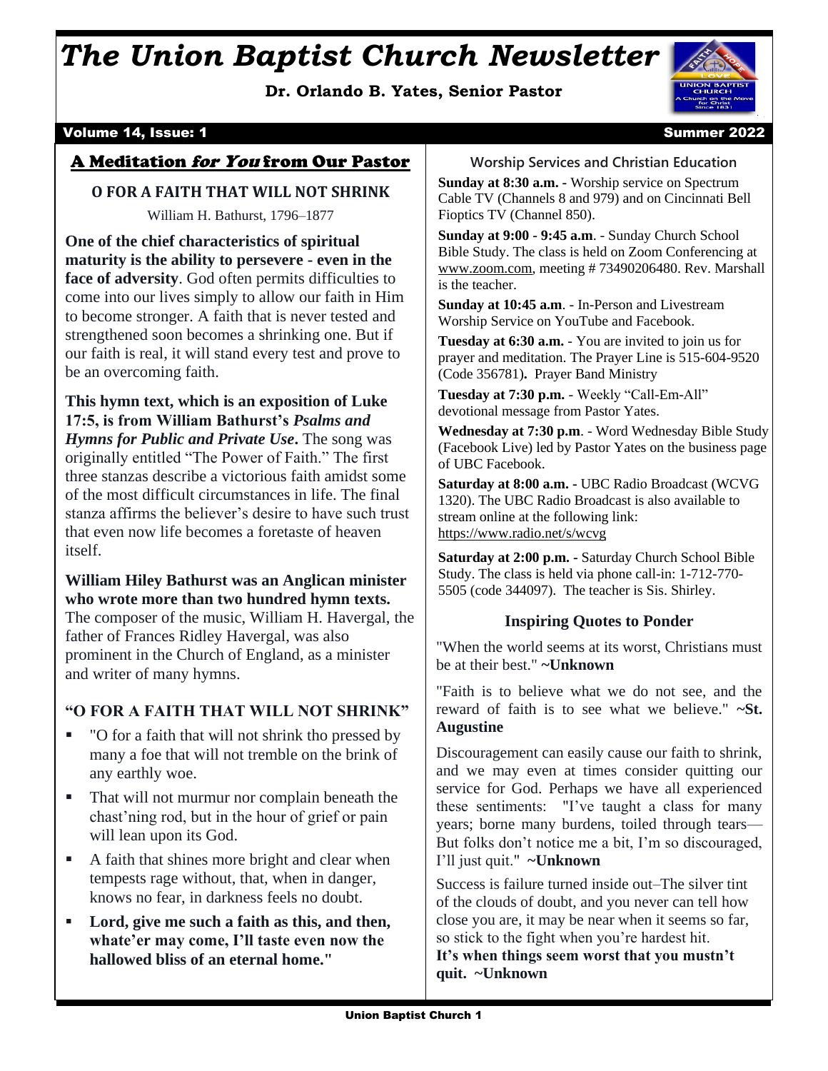# The Union Baptist Church Newsletter

**Dr. Orlando B. Yates, Senior Pastor**

**Volume 14, Issue: 1** **Summer 2022**

## A Meditation *for You* from Our Pastor

### O FOR A FAITH THAT WILL NOT SHRINK

William H. Bathurst, 1796–1877

**One of the chief characteristics of spiritual maturity is the ability to persevere - even in the face of adversity**. God often permits difficulties to come into our lives simply to allow our faith in Him to become stronger. A faith that is never tested and strengthened soon becomes a shrinking one. But if our faith is real, it will stand every test and prove to be an overcoming faith.

**This hymn text, which is an exposition of Luke 17:5, is from William Bathurst's *Psalms and Hymns for Public and Private Use*.** The song was originally entitled "The Power of Faith." The first three stanzas describe a victorious faith amidst some of the most difficult circumstances in life. The final stanza affirms the believer's desire to have such trust that even now life becomes a foretaste of heaven itself.

**William Hiley Bathurst was an Anglican minister who wrote more than two hundred hymn texts.** The composer of the music, William H. Havergal, the father of Frances Ridley Havergal, was also prominent in the Church of England, as a minister and writer of many hymns.

### "O FOR A FAITH THAT WILL NOT SHRINK"

- "O for a faith that will not shrink tho pressed by many a foe that will not tremble on the brink of any earthly woe.
- That will not murmur nor complain beneath the chast'ning rod, but in the hour of grief or pain will lean upon its God.
- A faith that shines more bright and clear when tempests rage without, that, when in danger, knows no fear, in darkness feels no doubt.
- **Lord, give me such a faith as this, and then, whate'er may come, I'll taste even now the hallowed bliss of an eternal home."**

### Worship Services and Christian Education

**Sunday at 8:30 a.m. -** Worship service on Spectrum Cable TV (Channels 8 and 979) and on Cincinnati Bell Fioptics TV (Channel 850).

**Sunday at 9:00 - 9:45 a.m**. - Sunday Church School Bible Study. The class is held on Zoom Conferencing at www.zoom.com, meeting # 73490206480. Rev. Marshall is the teacher.

**Sunday at 10:45 a.m**. - In-Person and Livestream Worship Service on YouTube and Facebook.

**Tuesday at 6:30 a.m. -** You are invited to join us for prayer and meditation. The Prayer Line is 515-604-9520 (Code 356781)**.** Prayer Band Ministry

**Tuesday at 7:30 p.m.** - Weekly "Call-Em-All" devotional message from Pastor Yates.

**Wednesday at 7:30 p.m**. - Word Wednesday Bible Study (Facebook Live) led by Pastor Yates on the business page of UBC Facebook.

**Saturday at 8:00 a.m. -** UBC Radio Broadcast (WCVG 1320). The UBC Radio Broadcast is also available to stream online at the following link: https://www.radio.net/s/wcvg

**Saturday at 2:00 p.m. -** Saturday Church School Bible Study. The class is held via phone call-in: 1-712-770-5505 (code 344097). The teacher is Sis. Shirley.

### Inspiring Quotes to Ponder

"When the world seems at its worst, Christians must be at their best." **~Unknown**

"Faith is to believe what we do not see, and the reward of faith is to see what we believe." **~St. Augustine**

Discouragement can easily cause our faith to shrink, and we may even at times consider quitting our service for God. Perhaps we have all experienced these sentiments: "I've taught a class for many years; borne many burdens, toiled through tears—But folks don't notice me a bit, I'm so discouraged, I'll just quit." **~Unknown**

Success is failure turned inside out–The silver tint of the clouds of doubt, and you never can tell how close you are, it may be near when it seems so far, so stick to the fight when you're hardest hit.
**It's when things seem worst that you mustn't quit. ~Unknown**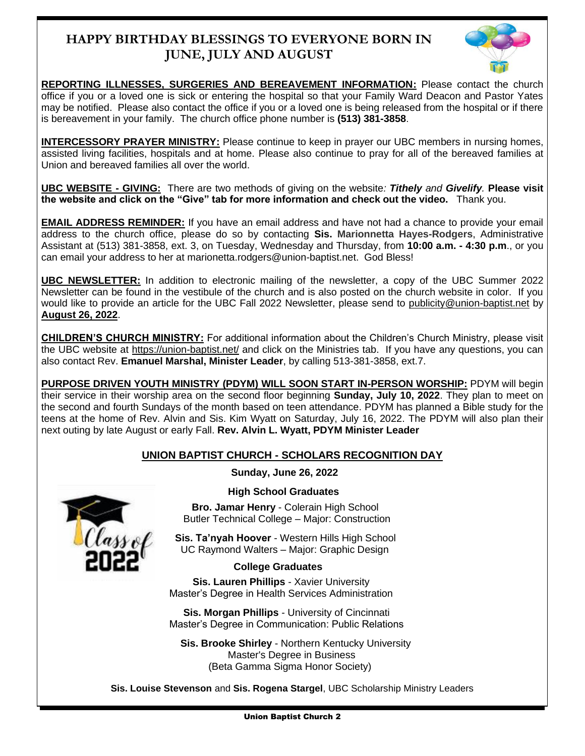## HAPPY BIRTHDAY BLESSINGS TO EVERYONE BORN IN JUNE, JULY AND AUGUST

**REPORTING ILLNESSES, SURGERIES AND BEREAVEMENT INFORMATION:** Please contact the church office if you or a loved one is sick or entering the hospital so that your Family Ward Deacon and Pastor Yates may be notified. Please also contact the office if you or a loved one is being released from the hospital or if there is bereavement in your family. The church office phone number is **(513) 381-3858**.

**INTERCESSORY PRAYER MINISTRY:** Please continue to keep in prayer our UBC members in nursing homes, assisted living facilities, hospitals and at home. Please also continue to pray for all of the bereaved families at Union and bereaved families all over the world.

**UBC WEBSITE - GIVING:** There are two methods of giving on the website*: **Tithely** and **Givelify**.* **Please visit the website and click on the "Give" tab for more information and check out the video.** Thank you.

**EMAIL ADDRESS REMINDER:** If you have an email address and have not had a chance to provide your email address to the church office, please do so by contacting **Sis. Marionnetta Hayes-Rodgers**, Administrative Assistant at (513) 381-3858, ext. 3, on Tuesday, Wednesday and Thursday, from **10:00 a.m. - 4:30 p.m**., or you can email your address to her at marionetta.rodgers@union-baptist.net. God Bless!

**UBC NEWSLETTER:** In addition to electronic mailing of the newsletter, a copy of the UBC Summer 2022 Newsletter can be found in the vestibule of the church and is also posted on the church website in color. If you would like to provide an article for the UBC Fall 2022 Newsletter, please send to publicity@union-baptist.net by **August 26, 2022**.

**CHILDREN'S CHURCH MINISTRY:** For additional information about the Children's Church Ministry, please visit the UBC website at https://union-baptist.net/ and click on the Ministries tab. If you have any questions, you can also contact Rev. **Emanuel Marshal, Minister Leader**, by calling 513-381-3858, ext.7.

**PURPOSE DRIVEN YOUTH MINISTRY (PDYM) WILL SOON START IN-PERSON WORSHIP:** PDYM will begin their service in their worship area on the second floor beginning **Sunday, July 10, 2022**. They plan to meet on the second and fourth Sundays of the month based on teen attendance. PDYM has planned a Bible study for the teens at the home of Rev. Alvin and Sis. Kim Wyatt on Saturday, July 16, 2022. The PDYM will also plan their next outing by late August or early Fall. **Rev. Alvin L. Wyatt, PDYM Minister Leader**

### UNION BAPTIST CHURCH - SCHOLARS RECOGNITION DAY

**Sunday, June 26, 2022**

**High School Graduates**

**Bro. Jamar Henry** - Colerain High School
Butler Technical College – Major: Construction

**Sis. Ta'nyah Hoover** - Western Hills High School
UC Raymond Walters – Major: Graphic Design

**College Graduates**

**Sis. Lauren Phillips** - Xavier University
Master's Degree in Health Services Administration

**Sis. Morgan Phillips** - University of Cincinnati
Master's Degree in Communication: Public Relations

**Sis. Brooke Shirley** - Northern Kentucky University
Master's Degree in Business
(Beta Gamma Sigma Honor Society)

**Sis. Louise Stevenson** and **Sis. Rogena Stargel**, UBC Scholarship Ministry Leaders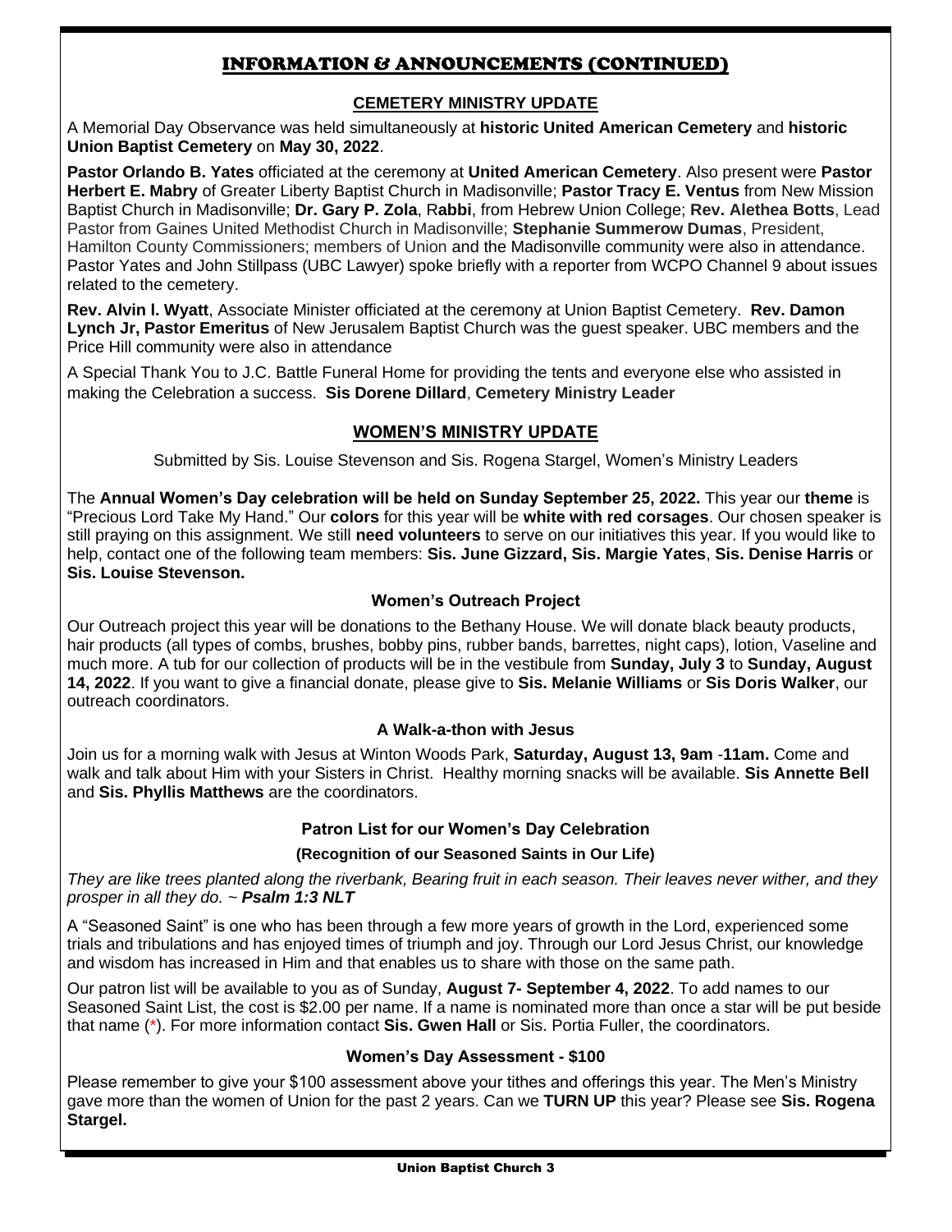# INFORMATION & ANNOUNCEMENTS (CONTINUED)

## CEMETERY MINISTRY UPDATE

A Memorial Day Observance was held simultaneously at **historic United American Cemetery** and **historic Union Baptist Cemetery** on **May 30, 2022**.

**Pastor Orlando B. Yates** officiated at the ceremony at **United American Cemetery**. Also present were **Pastor Herbert E. Mabry** of Greater Liberty Baptist Church in Madisonville; **Pastor Tracy E. Ventus** from New Mission Baptist Church in Madisonville; **Dr. Gary P. Zola**, R**abbi**, from Hebrew Union College; **Rev. Alethea Botts**, Lead Pastor from Gaines United Methodist Church in Madisonville; **Stephanie Summerow Dumas**, President, Hamilton County Commissioners; members of Union and the Madisonville community were also in attendance. Pastor Yates and John Stillpass (UBC Lawyer) spoke briefly with a reporter from WCPO Channel 9 about issues related to the cemetery.

**Rev. Alvin l. Wyatt**, Associate Minister officiated at the ceremony at Union Baptist Cemetery. **Rev. Damon Lynch Jr, Pastor Emeritus** of New Jerusalem Baptist Church was the guest speaker. UBC members and the Price Hill community were also in attendance

A Special Thank You to J.C. Battle Funeral Home for providing the tents and everyone else who assisted in making the Celebration a success. **Sis Dorene Dillard**, **Cemetery Ministry Leader**

## WOMEN'S MINISTRY UPDATE

Submitted by Sis. Louise Stevenson and Sis. Rogena Stargel, Women's Ministry Leaders

The **Annual Women's Day celebration will be held on Sunday September 25, 2022.** This year our **theme** is "Precious Lord Take My Hand." Our **colors** for this year will be **white with red corsages**. Our chosen speaker is still praying on this assignment. We still **need volunteers** to serve on our initiatives this year. If you would like to help, contact one of the following team members: **Sis. June Gizzard, Sis. Margie Yates**, **Sis. Denise Harris** or **Sis. Louise Stevenson.**

### Women's Outreach Project

Our Outreach project this year will be donations to the Bethany House. We will donate black beauty products, hair products (all types of combs, brushes, bobby pins, rubber bands, barrettes, night caps), lotion, Vaseline and much more. A tub for our collection of products will be in the vestibule from **Sunday, July 3** to **Sunday, August 14, 2022**. If you want to give a financial donate, please give to **Sis. Melanie Williams** or **Sis Doris Walker**, our outreach coordinators.

### A Walk-a-thon with Jesus

Join us for a morning walk with Jesus at Winton Woods Park, **Saturday, August 13, 9am** -**11am.** Come and walk and talk about Him with your Sisters in Christ. Healthy morning snacks will be available. **Sis Annette Bell** and **Sis. Phyllis Matthews** are the coordinators.

### Patron List for our Women's Day Celebration

**(Recognition of our Seasoned Saints in Our Life)**

*They are like trees planted along the riverbank, Bearing fruit in each season. Their leaves never wither, and they prosper in all they do. ~* ***Psalm 1:3 NLT***

A "Seasoned Saint" is one who has been through a few more years of growth in the Lord, experienced some trials and tribulations and has enjoyed times of triumph and joy. Through our Lord Jesus Christ, our knowledge and wisdom has increased in Him and that enables us to share with those on the same path.

Our patron list will be available to you as of Sunday, **August 7- September 4, 2022**. To add names to our Seasoned Saint List, the cost is $2.00 per name. If a name is nominated more than once a star will be put beside that name (*). For more information contact **Sis. Gwen Hall** or Sis. Portia Fuller, the coordinators.

### Women's Day Assessment - $100

Please remember to give your $100 assessment above your tithes and offerings this year. The Men's Ministry gave more than the women of Union for the past 2 years. Can we **TURN UP** this year? Please see **Sis. Rogena Stargel.**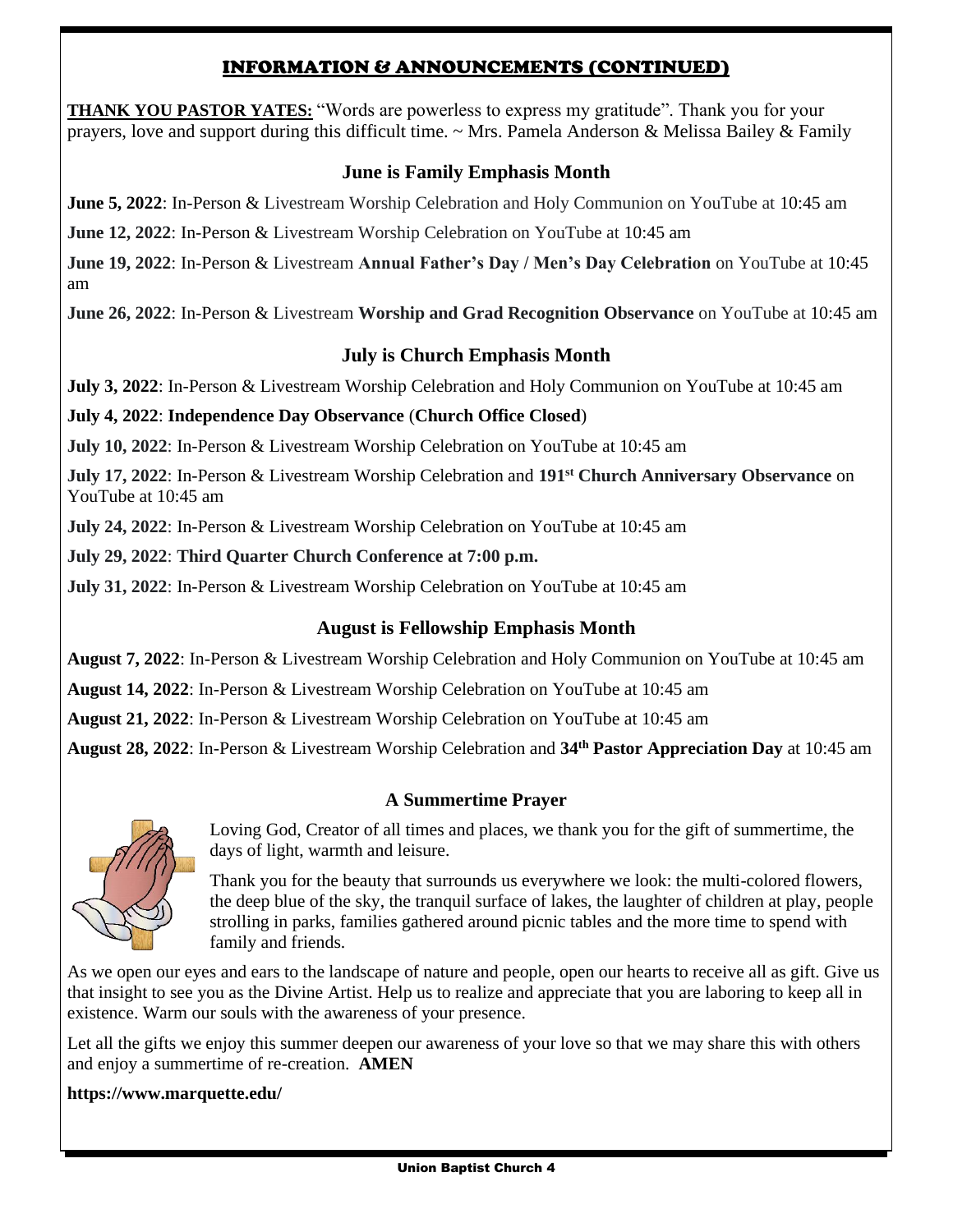## INFORMATION & ANNOUNCEMENTS (CONTINUED)

**THANK YOU PASTOR YATES:** "Words are powerless to express my gratitude". Thank you for your prayers, love and support during this difficult time. ~ Mrs. Pamela Anderson & Melissa Bailey & Family

### June is Family Emphasis Month

**June 5, 2022**: In-Person & Livestream Worship Celebration and Holy Communion on YouTube at 10:45 am

**June 12, 2022**: In-Person & Livestream Worship Celebration on YouTube at 10:45 am

**June 19, 2022**: In-Person & Livestream **Annual Father's Day / Men's Day Celebration** on YouTube at 10:45 am

**June 26, 2022**: In-Person & Livestream **Worship and Grad Recognition Observance** on YouTube at 10:45 am

### July is Church Emphasis Month

**July 3, 2022**: In-Person & Livestream Worship Celebration and Holy Communion on YouTube at 10:45 am

**July 4, 2022**: **Independence Day Observance** (**Church Office Closed**)

**July 10, 2022**: In-Person & Livestream Worship Celebration on YouTube at 10:45 am

**July 17, 2022**: In-Person & Livestream Worship Celebration and **191st Church Anniversary Observance** on YouTube at 10:45 am

**July 24, 2022**: In-Person & Livestream Worship Celebration on YouTube at 10:45 am

**July 29, 2022**: **Third Quarter Church Conference at 7:00 p.m.**

**July 31, 2022**: In-Person & Livestream Worship Celebration on YouTube at 10:45 am

### August is Fellowship Emphasis Month

**August 7, 2022**: In-Person & Livestream Worship Celebration and Holy Communion on YouTube at 10:45 am

**August 14, 2022**: In-Person & Livestream Worship Celebration on YouTube at 10:45 am

**August 21, 2022**: In-Person & Livestream Worship Celebration on YouTube at 10:45 am

**August 28, 2022**: In-Person & Livestream Worship Celebration and **34th Pastor Appreciation Day** at 10:45 am

### A Summertime Prayer

Loving God, Creator of all times and places, we thank you for the gift of summertime, the days of light, warmth and leisure.

Thank you for the beauty that surrounds us everywhere we look: the multi-colored flowers, the deep blue of the sky, the tranquil surface of lakes, the laughter of children at play, people strolling in parks, families gathered around picnic tables and the more time to spend with family and friends.

As we open our eyes and ears to the landscape of nature and people, open our hearts to receive all as gift. Give us that insight to see you as the Divine Artist. Help us to realize and appreciate that you are laboring to keep all in existence. Warm our souls with the awareness of your presence.

Let all the gifts we enjoy this summer deepen our awareness of your love so that we may share this with others and enjoy a summertime of re-creation. **AMEN**

**https://www.marquette.edu/**